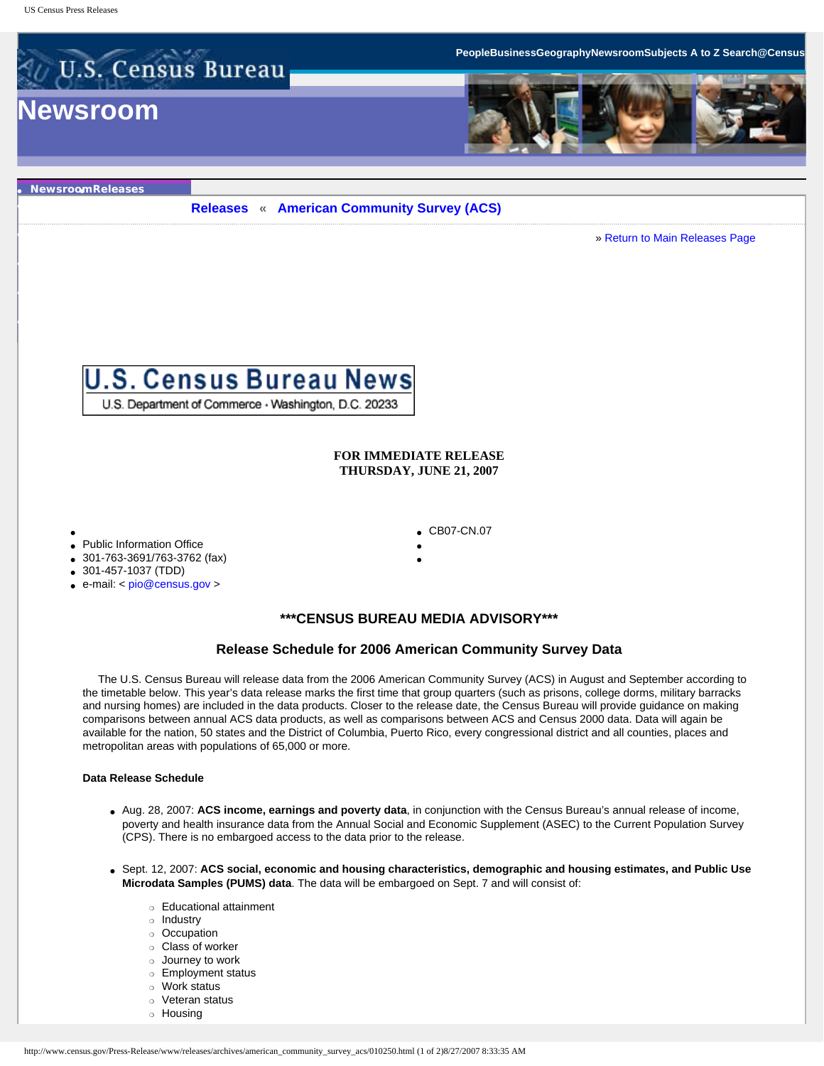U.S. Census Bureau

# Newsroom

PeopleBusinessGeographyNewsroomSubjects A to Z Search@Census

- NewsroomReleases

**Releases** « **American Community Survey (ACS)**

» Return to Main Releases Page

**U.S. Census Bureau News**
U.S. Department of Commerce · Washington, D.C. 20233

**FOR IMMEDIATE RELEASE**
**THURSDAY, JUNE 21, 2007**

- Public Information Office
- 301-763-3691/763-3762 (fax)
- 301-457-1037 (TDD)
- e-mail: < pio@census.gov >

- CB07-CN.07

## ***CENSUS BUREAU MEDIA ADVISORY***

### Release Schedule for 2006 American Community Survey Data

The U.S. Census Bureau will release data from the 2006 American Community Survey (ACS) in August and September according to the timetable below. This year's data release marks the first time that group quarters (such as prisons, college dorms, military barracks and nursing homes) are included in the data products. Closer to the release date, the Census Bureau will provide guidance on making comparisons between annual ACS data products, as well as comparisons between ACS and Census 2000 data. Data will again be available for the nation, 50 states and the District of Columbia, Puerto Rico, every congressional district and all counties, places and metropolitan areas with populations of 65,000 or more.

**Data Release Schedule**

- Aug. 28, 2007: **ACS income, earnings and poverty data**, in conjunction with the Census Bureau's annual release of income, poverty and health insurance data from the Annual Social and Economic Supplement (ASEC) to the Current Population Survey (CPS). There is no embargoed access to the data prior to the release.

- Sept. 12, 2007: **ACS social, economic and housing characteristics, demographic and housing estimates, and Public Use Microdata Samples (PUMS) data**. The data will be embargoed on Sept. 7 and will consist of:
  - Educational attainment
  - Industry
  - Occupation
  - Class of worker
  - Journey to work
  - Employment status
  - Work status
  - Veteran status
  - Housing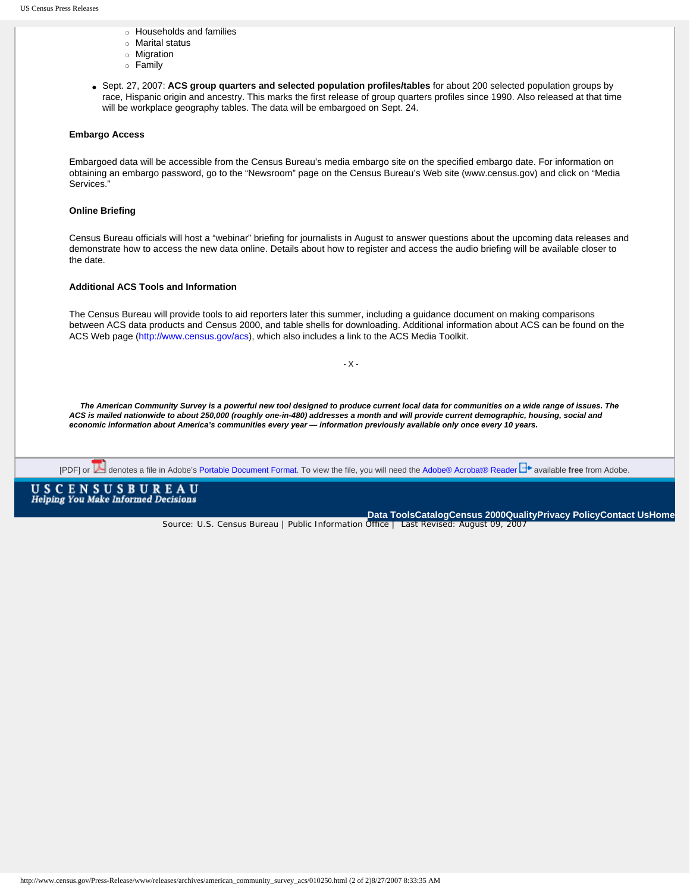- Households and families
   - Marital status
   - Migration
   - Family

- Sept. 27, 2007: **ACS group quarters and selected population profiles/tables** for about 200 selected population groups by race, Hispanic origin and ancestry. This marks the first release of group quarters profiles since 1990. Also released at that time will be workplace geography tables. The data will be embargoed on Sept. 24.

**Embargo Access**

Embargoed data will be accessible from the Census Bureau's media embargo site on the specified embargo date. For information on obtaining an embargo password, go to the "Newsroom" page on the Census Bureau's Web site (www.census.gov) and click on "Media Services."

**Online Briefing**

Census Bureau officials will host a "webinar" briefing for journalists in August to answer questions about the upcoming data releases and demonstrate how to access the new data online. Details about how to register and access the audio briefing will be available closer to the date.

**Additional ACS Tools and Information**

The Census Bureau will provide tools to aid reporters later this summer, including a guidance document on making comparisons between ACS data products and Census 2000, and table shells for downloading. Additional information about ACS can be found on the ACS Web page (http://www.census.gov/acs), which also includes a link to the ACS Media Toolkit.

\- X -

***The American Community Survey is a powerful new tool designed to produce current local data for communities on a wide range of issues. The ACS is mailed nationwide to about 250,000 (roughly one-in-480) addresses a month and will provide current demographic, housing, social and economic information about America's communities every year — information previously available only once every 10 years.***

[PDF] or denotes a file in Adobe's Portable Document Format. To view the file, you will need the Adobe® Acrobat® Reader available **free** from Adobe.

USCENSUSBUREAU
*Helping You Make Informed Decisions*

**Data Tools** **Catalog** **Census 2000** **Quality** **Privacy Policy** **Contact Us** **Home**

Source: U.S. Census Bureau | Public Information Office | Last Revised: August 09, 2007